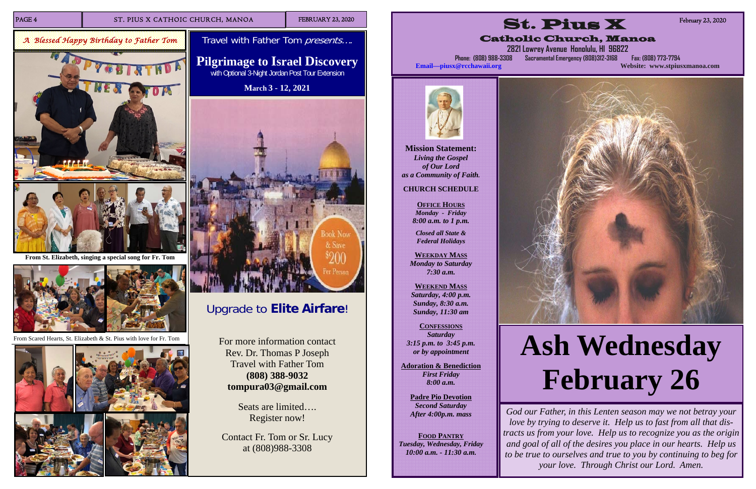## A Blessed Happy Birthday to Father Tom

From St. Elizabeth, singing a special song for Fr. Tom

From Scared Hearts, St. Elizabeth & St. Pius with love for Fr. Tom

Travel with Father Tom *presents….*

## Pilgrimage to Israel Discovery

with Optional 3-Night Jordan Post Tour Extension

**March 3 - 12, 2021**

Book Now & Save $200 Per Person

### Upgrade to **Elite Airfare**!

For more information contact
Rev. Dr. Thomas P Joseph
Travel with Father Tom
**(808) 388-9032**
**tompura03@gmail.com**

Seats are limited….
Register now!

Contact Fr. Tom or Sr. Lucy
at (808)988-3308

# St. Pius X

## Catholic Church, Manoa

February 23, 2020

2821 Lowrey Avenue Honolulu, HI 96822

Phone: (808) 988-3308 Sacramental Emergency (808)312-3168 Fax: (808) 773-7794

**Email—piusx@rcchawaii.org** **Website: www.stpiusxmanoa.com**

**Mission Statement:**
***Living the Gospel of Our Lord as a Community of Faith.***

**CHURCH SCHEDULE**

**OFFICE HOURS**
*Monday - Friday*
*8:00 a.m. to 1 p.m.*

*Closed all State & Federal Holidays*

**WEEKDAY MASS**
*Monday to Saturday*
*7:30 a.m.*

**WEEKEND MASS**
*Saturday, 4:00 p.m.*
*Sunday, 8:30 a.m.*
*Sunday, 11:30 am*

**CONFESSIONS**
*Saturday*
*3:15 p.m. to 3:45 p.m.*
*or by appointment*

**Adoration & Benediction**
*First Friday*
*8:00 a.m.*

**Padre Pio Devotion**
*Second Saturday*
*After 4:00p.m. mass*

**FOOD PANTRY**
*Tuesday, Wednesday, Friday*
*10:00 a.m. - 11:30 a.m.*

# Ash Wednesday February 26

*God our Father, in this Lenten season may we not betray your love by trying to deserve it. Help us to fast from all that distracts us from your love. Help us to recognize you as the origin and goal of all of the desires you place in our hearts. Help us to be true to ourselves and true to you by continuing to beg for your love. Through Christ our Lord. Amen.*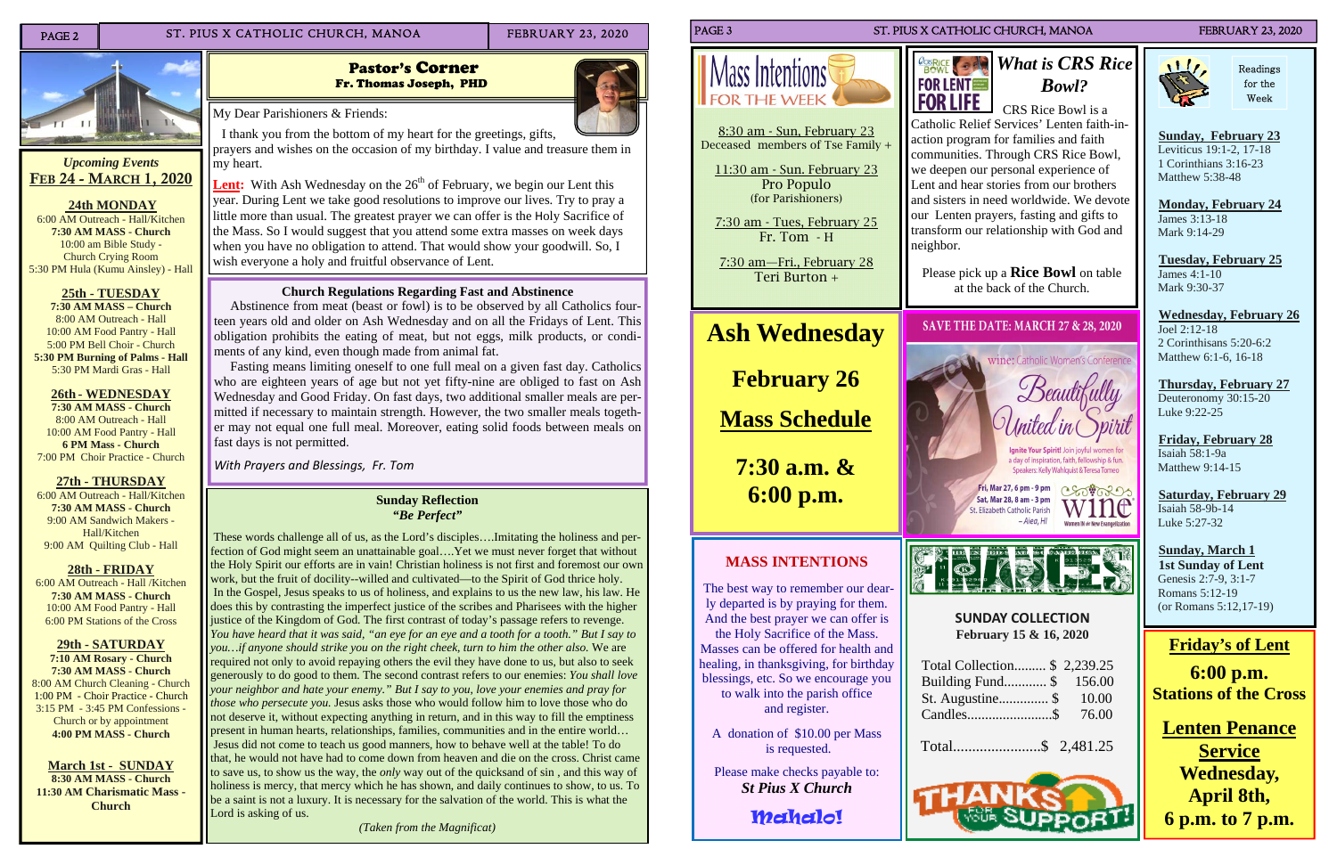*Upcoming Events*
**FEB 24 - MARCH 1, 2020**

**24th MONDAY**
6:00 AM Outreach - Hall/Kitchen
**7:30 AM MASS - Church**
10:00 am Bible Study - Church Crying Room
5:30 PM Hula (Kumu Ainsley) - Hall

**25th - TUESDAY**
**7:30 AM MASS – Church**
8:00 AM Outreach - Hall
10:00 AM Food Pantry - Hall
5:00 PM Bell Choir - Church
**5:30 PM Burning of Palms - Hall**
5:30 PM Mardi Gras - Hall

**26th - WEDNESDAY**
**7:30 AM MASS - Church**
8:00 AM Outreach - Hall
10:00 AM Food Pantry - Hall
**6 PM Mass - Church**
7:00 PM Choir Practice - Church

**27th - THURSDAY**
6:00 AM Outreach - Hall/Kitchen
**7:30 AM MASS - Church**
9:00 AM Sandwich Makers - Hall/Kitchen
9:00 AM Quilting Club - Hall

**28th - FRIDAY**
6:00 AM Outreach - Hall /Kitchen
**7:30 AM MASS - Church**
10:00 AM Food Pantry - Hall
6:00 PM Stations of the Cross

**29th - SATURDAY**
**7:10 AM Rosary - Church**
**7:30 AM MASS - Church**
8:00 AM Church Cleaning - Church
1:00 PM - Choir Practice - Church
3:15 PM - 3:45 PM Confessions - Church or by appointment
**4:00 PM MASS - Church**

**March 1st - SUNDAY**
**8:30 AM MASS - Church**
**11:30 AM Charismatic Mass - Church**

## Pastor's Corner
**Fr. Thomas Joseph, PHD**

My Dear Parishioners & Friends:

I thank you from the bottom of my heart for the greetings, gifts, prayers and wishes on the occasion of my birthday. I value and treasure them in my heart.

**Lent:** With Ash Wednesday on the 26th of February, we begin our Lent this year. During Lent we take good resolutions to improve our lives. Try to pray a little more than usual. The greatest prayer we can offer is the Holy Sacrifice of the Mass. So I would suggest that you attend some extra masses on week days when you have no obligation to attend. That would show your goodwill. So, I wish everyone a holy and fruitful observance of Lent.

### Church Regulations Regarding Fast and Abstinence

Abstinence from meat (beast or fowl) is to be observed by all Catholics fourteen years old and older on Ash Wednesday and on all the Fridays of Lent. This obligation prohibits the eating of meat, but not eggs, milk products, or condiments of any kind, even though made from animal fat.

Fasting means limiting oneself to one full meal on a given fast day. Catholics who are eighteen years of age but not yet fifty-nine are obliged to fast on Ash Wednesday and Good Friday. On fast days, two additional smaller meals are permitted if necessary to maintain strength. However, the two smaller meals together may not equal one full meal. Moreover, eating solid foods between meals on fast days is not permitted.

*With Prayers and Blessings, Fr. Tom*

### Sunday Reflection
***"Be Perfect"***

These words challenge all of us, as the Lord's disciples….Imitating the holiness and perfection of God might seem an unattainable goal….Yet we must never forget that without the Holy Spirit our efforts are in vain! Christian holiness is not first and foremost our own work, but the fruit of docility--willed and cultivated—to the Spirit of God thrice holy.

In the Gospel, Jesus speaks to us of holiness, and explains to us the new law, his law. He does this by contrasting the imperfect justice of the scribes and Pharisees with the higher justice of the Kingdom of God. The first contrast of today's passage refers to revenge. *You have heard that it was said, "an eye for an eye and a tooth for a tooth." But I say to you…if anyone should strike you on the right cheek, turn to him the other also.* We are required not only to avoid repaying others the evil they have done to us, but also to seek generously to do good to them. The second contrast refers to our enemies: *You shall love your neighbor and hate your enemy." But I say to you, love your enemies and pray for those who persecute you.* Jesus asks those who would follow him to love those who do not deserve it, without expecting anything in return, and in this way to fill the emptiness present in human hearts, relationships, families, communities and in the entire world… Jesus did not come to teach us good manners, how to behave well at the table! To do that, he would not have had to come down from heaven and die on the cross. Christ came to save us, to show us the way, the *only* way out of the quicksand of sin , and this way of holiness is mercy, that mercy which he has shown, and daily continues to show, to us. To be a saint is not a luxury. It is necessary for the salvation of the world. This is what the Lord is asking of us.

*(Taken from the Magnificat)*

## Mass Intentions FOR THE WEEK

8:30 am - Sun, February 23
Deceased members of Tse Family +

11:30 am - Sun. February 23
Pro Populo
(for Parishioners)

7:30 am - Tues, February 25
Fr. Tom - H

7:30 am—Fri., February 28
Teri Burton +

## What is CRS Rice Bowl?

CRS Rice Bowl is a Catholic Relief Services' Lenten faith-in-action program for families and faith communities. Through CRS Rice Bowl, we deepen our personal experience of Lent and hear stories from our brothers and sisters in need worldwide. We devote our Lenten prayers, fasting and gifts to transform our relationship with God and neighbor.

Please pick up a **Rice Bowl** on table at the back of the Church.

## Readings for the Week

**Sunday, February 23**
Leviticus 19:1-2, 17-18
1 Corinthians 3:16-23
Matthew 5:38-48

**Monday, February 24**
James 3:13-18
Mark 9:14-29

**Tuesday, February 25**
James 4:1-10
Mark 9:30-37

**Wednesday, February 26**
Joel 2:12-18
2 Corinthisans 5:20-6:2
Matthew 6:1-6, 16-18

**Thursday, February 27**
Deuteronomy 30:15-20
Luke 9:22-25

**Friday, February 28**
Isaiah 58:1-9a
Matthew 9:14-15

**Saturday, February 29**
Isaiah 58-9b-14
Luke 5:27-32

**Sunday, March 1**
**1st Sunday of Lent**
Genesis 2:7-9, 3:1-7
Romans 5:12-19
(or Romans 5:12,17-19)

# Ash Wednesday
## February 26
## Mass Schedule
## 7:30 a.m. & 6:00 p.m.

## SAVE THE DATE: MARCH 27 & 28, 2020

wine: Catholic Women's Conference

Beautifully United in Spirit

Ignite Your Spirit! Join joyful women for a day of inspiration, faith, fellowship & fun. Speakers: Kelly Wahlquist & Teresa Tomeo

Fri, Mar 27, 6 pm - 9 pm
Sat, Mar 28, 8 am - 3 pm
St. Elizabeth Catholic Parish
– Aiea, HI

wine — Women In the New Evangelization

## Friday's of Lent
**6:00 p.m.**
**Stations of the Cross**

## Lenten Penance Service
**Wednesday, April 8th, 6 p.m. to 7 p.m.**

## MASS INTENTIONS

The best way to remember our dearly departed is by praying for them. And the best prayer we can offer is the Holy Sacrifice of the Mass. Masses can be offered for health and healing, in thanksgiving, for birthday blessings, etc. So we encourage you to walk into the parish office and register.

A donation of $10.00 per Mass is requested.

Please make checks payable to:
***St Pius X Church***

**Mahalo!**

## FINANCES

**SUNDAY COLLECTION**
**February 15 & 16, 2020**

| | |
|---|---|
| Total Collection......... | $ 2,239.25 |
| Building Fund............ | $ 156.00 |
| St. Augustine.............. | $ 10.00 |
| Candles........................ | $ 76.00 |
| Total....................... | $ 2,481.25 |

THANKS FOR YOUR SUPPORT!